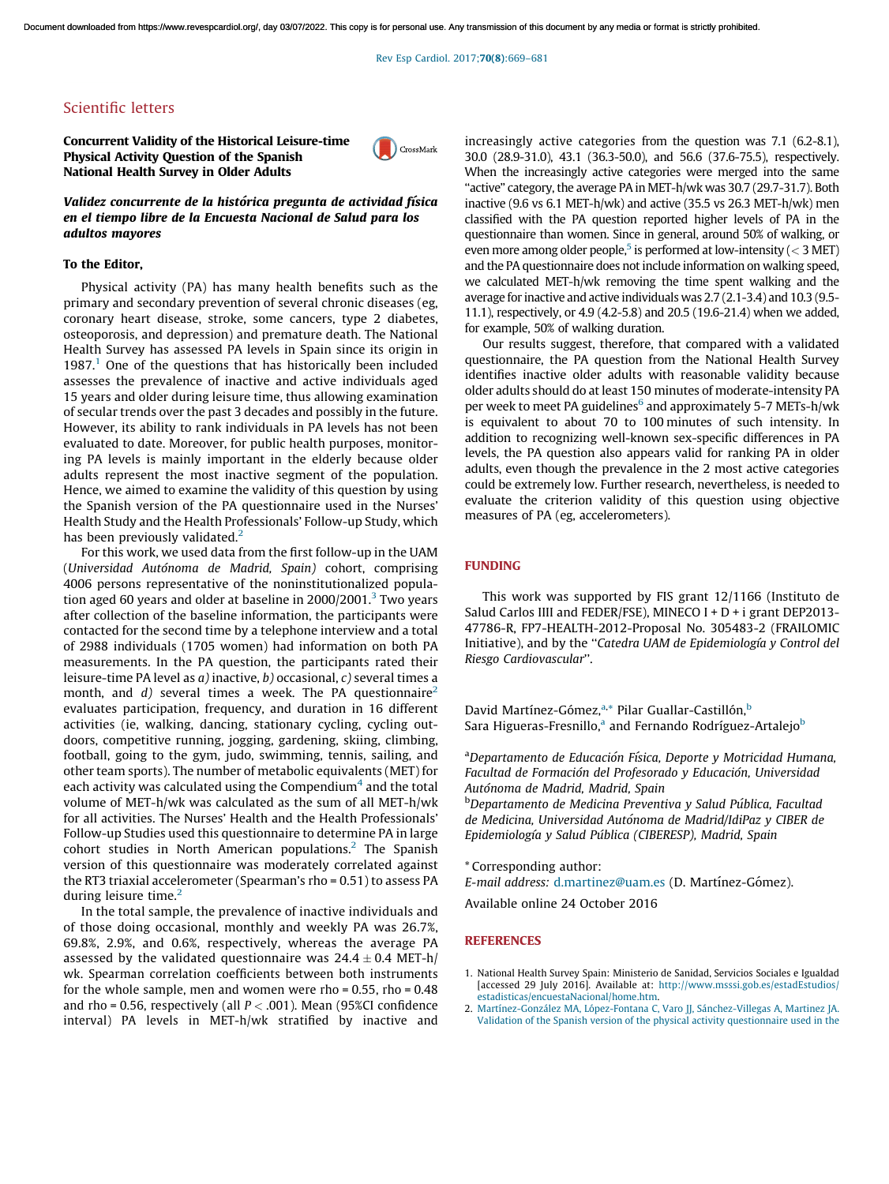## Scientific letters

### Concurrent Validity of the Historical Leisure-time Physical Activity Question of the Spanish National Health Survey in Older Adults

***Validez concurrente de la histórica pregunta de actividad física en el tiempo libre de la Encuesta Nacional de Salud para los adultos mayores***

**To the Editor,**

Physical activity (PA) has many health benefits such as the primary and secondary prevention of several chronic diseases (eg, coronary heart disease, stroke, some cancers, type 2 diabetes, osteoporosis, and depression) and premature death. The National Health Survey has assessed PA levels in Spain since its origin in 1987.[1] One of the questions that has historically been included assesses the prevalence of inactive and active individuals aged 15 years and older during leisure time, thus allowing examination of secular trends over the past 3 decades and possibly in the future. However, its ability to rank individuals in PA levels has not been evaluated to date. Moreover, for public health purposes, monitoring PA levels is mainly important in the elderly because older adults represent the most inactive segment of the population. Hence, we aimed to examine the validity of this question by using the Spanish version of the PA questionnaire used in the Nurses' Health Study and the Health Professionals' Follow-up Study, which has been previously validated.[2]

For this work, we used data from the first follow-up in the UAM (*Universidad Autónoma de Madrid, Spain*) cohort, comprising 4006 persons representative of the noninstitutionalized population aged 60 years and older at baseline in 2000/2001.[3] Two years after collection of the baseline information, the participants were contacted for the second time by a telephone interview and a total of 2988 individuals (1705 women) had information on both PA measurements. In the PA question, the participants rated their leisure-time PA level as *a)* inactive, *b)* occasional, *c)* several times a month, and *d)* several times a week. The PA questionnaire[2] evaluates participation, frequency, and duration in 16 different activities (ie, walking, dancing, stationary cycling, cycling outdoors, competitive running, jogging, gardening, skiing, climbing, football, going to the gym, judo, swimming, tennis, sailing, and other team sports). The number of metabolic equivalents (MET) for each activity was calculated using the Compendium[4] and the total volume of MET-h/wk was calculated as the sum of all MET-h/wk for all activities. The Nurses' Health and the Health Professionals' Follow-up Studies used this questionnaire to determine PA in large cohort studies in North American populations.[2] The Spanish version of this questionnaire was moderately correlated against the RT3 triaxial accelerometer (Spearman's rho = 0.51) to assess PA during leisure time.[2]

In the total sample, the prevalence of inactive individuals and of those doing occasional, monthly and weekly PA was 26.7%, 69.8%, 2.9%, and 0.6%, respectively, whereas the average PA assessed by the validated questionnaire was $24.4 \pm 0.4$ MET-h/wk. Spearman correlation coefficients between both instruments for the whole sample, men and women were rho = 0.55, rho = 0.48 and rho = 0.56, respectively (all $P < .001$). Mean (95%CI confidence interval) PA levels in MET-h/wk stratified by inactive and increasingly active categories from the question was 7.1 (6.2-8.1), 30.0 (28.9-31.0), 43.1 (36.3-50.0), and 56.6 (37.6-75.5), respectively. When the increasingly active categories were merged into the same "active" category, the average PA in MET-h/wk was 30.7 (29.7-31.7). Both inactive (9.6 vs 6.1 MET-h/wk) and active (35.5 vs 26.3 MET-h/wk) men classified with the PA question reported higher levels of PA in the questionnaire than women. Since in general, around 50% of walking, or even more among older people,[5] is performed at low-intensity (< 3 MET) and the PA questionnaire does not include information on walking speed, we calculated MET-h/wk removing the time spent walking and the average for inactive and active individuals was 2.7 (2.1-3.4) and 10.3 (9.5-11.1), respectively, or 4.9 (4.2-5.8) and 20.5 (19.6-21.4) when we added, for example, 50% of walking duration.

Our results suggest, therefore, that compared with a validated questionnaire, the PA question from the National Health Survey identifies inactive older adults with reasonable validity because older adults should do at least 150 minutes of moderate-intensity PA per week to meet PA guidelines[6] and approximately 5-7 METs-h/wk is equivalent to about 70 to 100 minutes of such intensity. In addition to recognizing well-known sex-specific differences in PA levels, the PA question also appears valid for ranking PA in older adults, even though the prevalence in the 2 most active categories could be extremely low. Further research, nevertheless, is needed to evaluate the criterion validity of this question using objective measures of PA (eg, accelerometers).

## FUNDING

This work was supported by FIS grant 12/1166 (Instituto de Salud Carlos IIII and FEDER/FSE), MINECO I + D + i grant DEP2013-47786-R, FP7-HEALTH-2012-Proposal No. 305483-2 (FRAILOMIC Initiative), and by the "*Catedra UAM de Epidemiología y Control del Riesgo Cardiovascular*".

David Martínez-Gómez,[a,*] Pilar Guallar-Castillón,[b] Sara Higueras-Fresnillo,[a] and Fernando Rodríguez-Artalejo[b]

[a]*Departamento de Educación Física, Deporte y Motricidad Humana, Facultad de Formación del Profesorado y Educación, Universidad Autónoma de Madrid, Madrid, Spain*
[b]*Departamento de Medicina Preventiva y Salud Pública, Facultad de Medicina, Universidad Autónoma de Madrid/IdiPaz y CIBER de Epidemiología y Salud Pública (CIBERESP), Madrid, Spain*

* Corresponding author:
*E-mail address:* d.martinez@uam.es (D. Martínez-Gómez).

Available online 24 October 2016

## REFERENCES

1. National Health Survey Spain: Ministerio de Sanidad, Servicios Sociales e Igualdad [accessed 29 July 2016]. Available at: http://www.msssi.gob.es/estadEstudios/estadisticas/encuestaNacional/home.htm.
2. Martínez-González MA, López-Fontana C, Varo JJ, Sánchez-Villegas A, Martinez JA. Validation of the Spanish version of the physical activity questionnaire used in the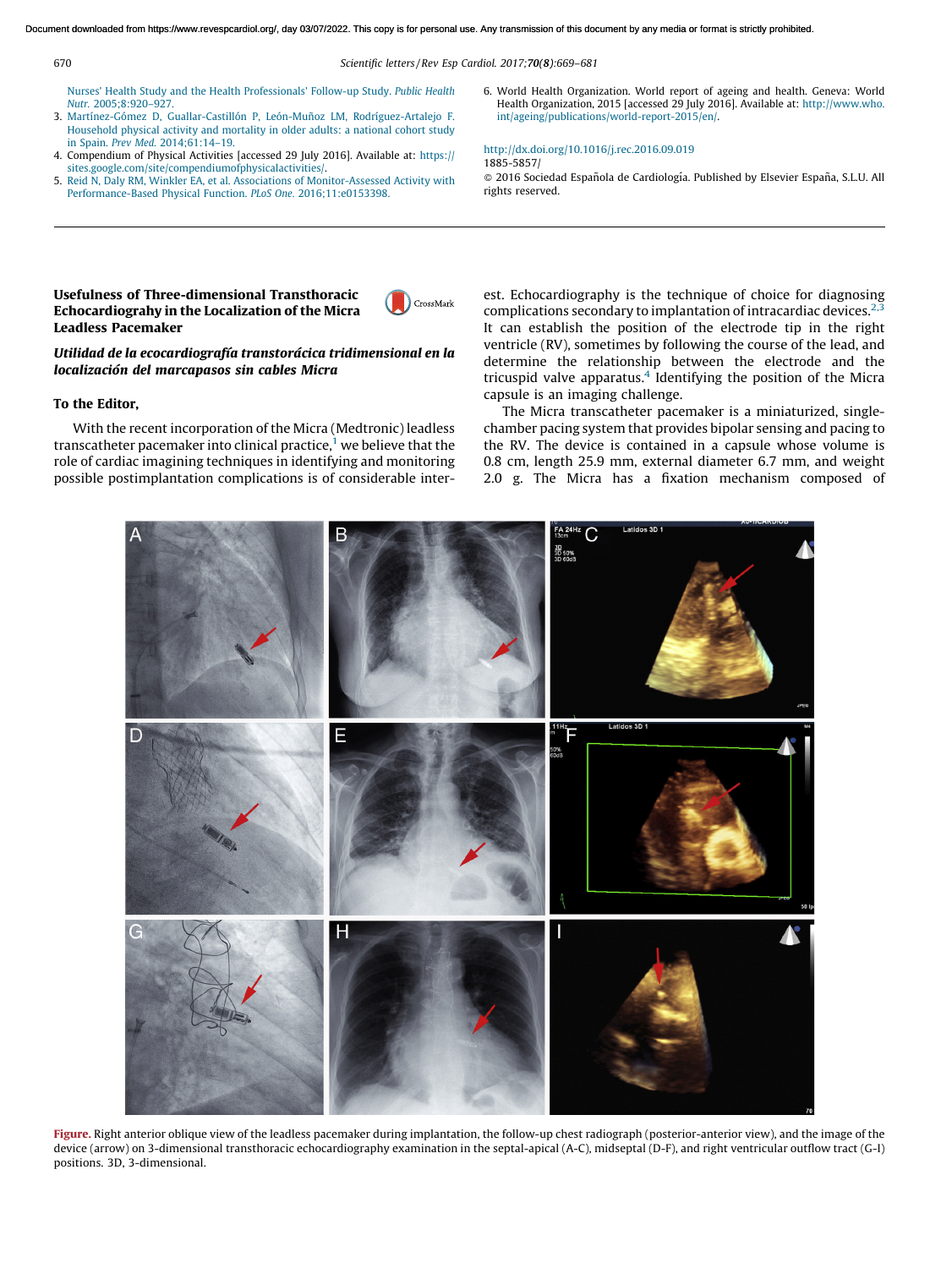Nurses' Health Study and the Health Professionals' Follow-up Study. *Public Health Nutr.* 2005;8:920–927.

3. Martínez-Gómez D, Guallar-Castillón P, León-Muñoz LM, Rodríguez-Artalejo F. Household physical activity and mortality in older adults: a national cohort study in Spain. *Prev Med.* 2014;61:14–19.
4. Compendium of Physical Activities [accessed 29 July 2016]. Available at: https://sites.google.com/site/compendiumofphysicalactivities/.
5. Reid N, Daly RM, Winkler EA, et al. Associations of Monitor-Assessed Activity with Performance-Based Physical Function. *PLoS One.* 2016;11:e0153398.
6. World Health Organization. World report of ageing and health. Geneva: World Health Organization, 2015 [accessed 29 July 2016]. Available at: http://www.who.int/ageing/publications/world-report-2015/en/.

http://dx.doi.org/10.1016/j.rec.2016.09.019
1885-5857/
© 2016 Sociedad Española de Cardiología. Published by Elsevier España, S.L.U. All rights reserved.

## Usefulness of Three-dimensional Transthoracic Echocardiography in the Localization of the Micra Leadless Pacemaker

### *Utilidad de la ecocardiografía transtorácica tridimensional en la localización del marcapasos sin cables Micra*

**To the Editor,**

With the recent incorporation of the Micra (Medtronic) leadless transcatheter pacemaker into clinical practice,[1] we believe that the role of cardiac imagining techniques in identifying and monitoring possible postimplantation complications is of considerable interest. Echocardiography is the technique of choice for diagnosing complications secondary to implantation of intracardiac devices.[2,3] It can establish the position of the electrode tip in the right ventricle (RV), sometimes by following the course of the lead, and determine the relationship between the electrode and the tricuspid valve apparatus.[4] Identifying the position of the Micra capsule is an imaging challenge.

The Micra transcatheter pacemaker is a miniaturized, single-chamber pacing system that provides bipolar sensing and pacing to the RV. The device is contained in a capsule whose volume is 0.8 cm, length 25.9 mm, external diameter 6.7 mm, and weight 2.0 g. The Micra has a fixation mechanism composed of

**Figure.** Right anterior oblique view of the leadless pacemaker during implantation, the follow-up chest radiograph (posterior-anterior view), and the image of the device (arrow) on 3-dimensional transthoracic echocardiography examination in the septal-apical (A-C), midseptal (D-F), and right ventricular outflow tract (G-I) positions. 3D, 3-dimensional.